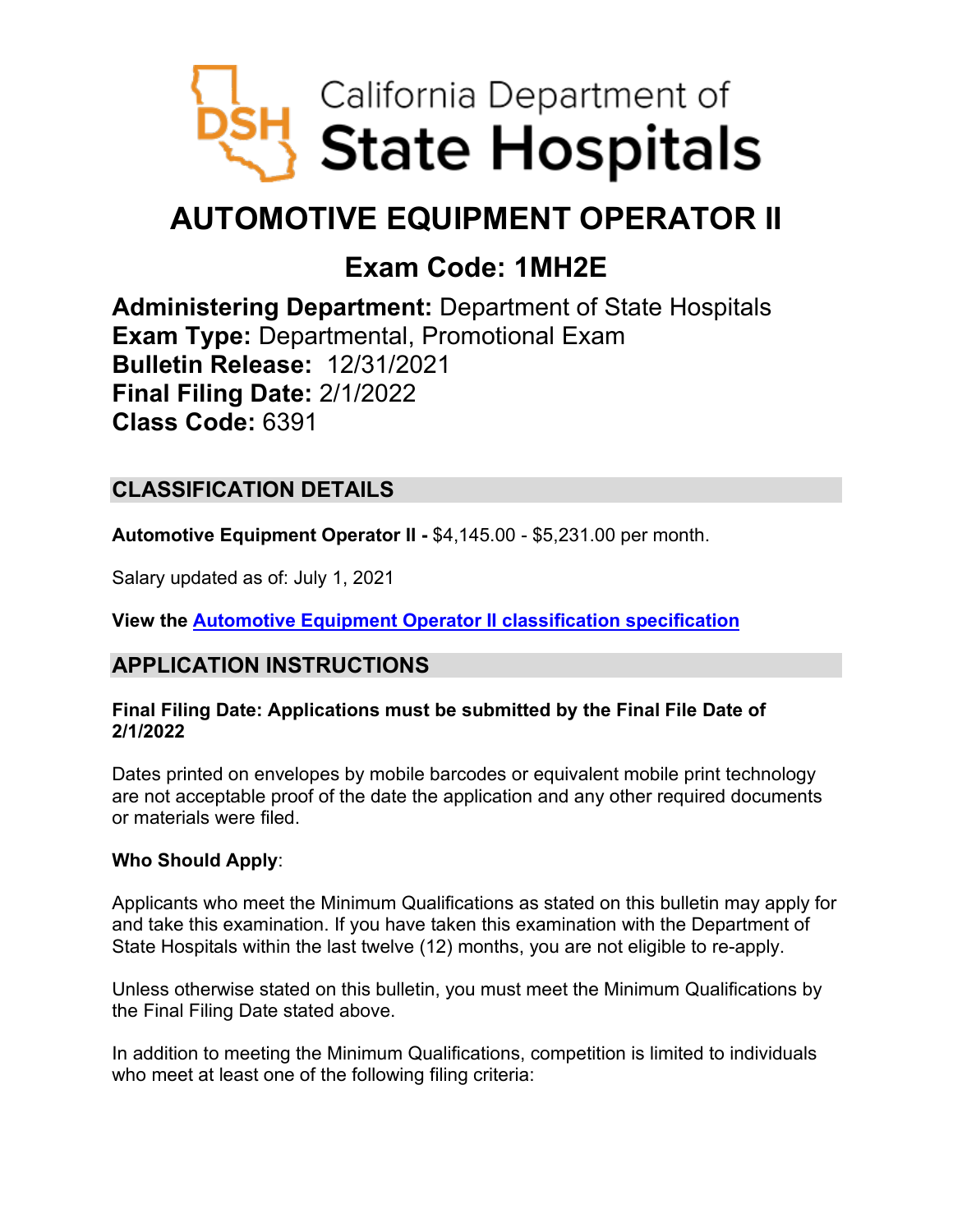California Department of **State Hospitals**

# AUTOMOTIVE EQUIPMENT OPERATOR II

## Exam Code: 1MH2E

**Administering Department:** Department of State Hospitals
**Exam Type:** Departmental, Promotional Exam
**Bulletin Release:** 12/31/2021
**Final Filing Date:** 2/1/2022
**Class Code:** 6391

## CLASSIFICATION DETAILS

**Automotive Equipment Operator II -** $4,145.00 - $5,231.00 per month.

Salary updated as of: July 1, 2021

**View the Automotive Equipment Operator II classification specification**

## APPLICATION INSTRUCTIONS

**Final Filing Date: Applications must be submitted by the Final File Date of 2/1/2022**

Dates printed on envelopes by mobile barcodes or equivalent mobile print technology are not acceptable proof of the date the application and any other required documents or materials were filed.

**Who Should Apply**:

Applicants who meet the Minimum Qualifications as stated on this bulletin may apply for and take this examination. If you have taken this examination with the Department of State Hospitals within the last twelve (12) months, you are not eligible to re-apply.

Unless otherwise stated on this bulletin, you must meet the Minimum Qualifications by the Final Filing Date stated above.

In addition to meeting the Minimum Qualifications, competition is limited to individuals who meet at least one of the following filing criteria: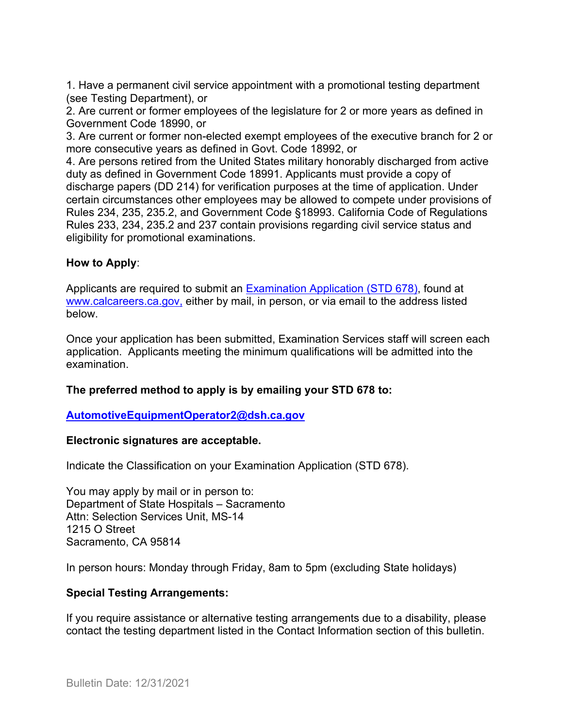1. Have a permanent civil service appointment with a promotional testing department (see Testing Department), or
2. Are current or former employees of the legislature for 2 or more years as defined in Government Code 18990, or
3. Are current or former non-elected exempt employees of the executive branch for 2 or more consecutive years as defined in Govt. Code 18992, or
4. Are persons retired from the United States military honorably discharged from active duty as defined in Government Code 18991. Applicants must provide a copy of discharge papers (DD 214) for verification purposes at the time of application. Under certain circumstances other employees may be allowed to compete under provisions of Rules 234, 235, 235.2, and Government Code §18993. California Code of Regulations Rules 233, 234, 235.2 and 237 contain provisions regarding civil service status and eligibility for promotional examinations.

**How to Apply**:

Applicants are required to submit an [Examination Application (STD 678)](https://www.calcareers.ca.gov), found at [www.calcareers.ca.gov,](https://www.calcareers.ca.gov) either by mail, in person, or via email to the address listed below.

Once your application has been submitted, Examination Services staff will screen each application. Applicants meeting the minimum qualifications will be admitted into the examination.

**The preferred method to apply is by emailing your STD 678 to:**

**[AutomotiveEquipmentOperator2@dsh.ca.gov](mailto:AutomotiveEquipmentOperator2@dsh.ca.gov)**

**Electronic signatures are acceptable.**

Indicate the Classification on your Examination Application (STD 678).

You may apply by mail or in person to:
Department of State Hospitals – Sacramento
Attn: Selection Services Unit, MS-14
1215 O Street
Sacramento, CA 95814

In person hours: Monday through Friday, 8am to 5pm (excluding State holidays)

**Special Testing Arrangements:**

If you require assistance or alternative testing arrangements due to a disability, please contact the testing department listed in the Contact Information section of this bulletin.

Bulletin Date: 12/31/2021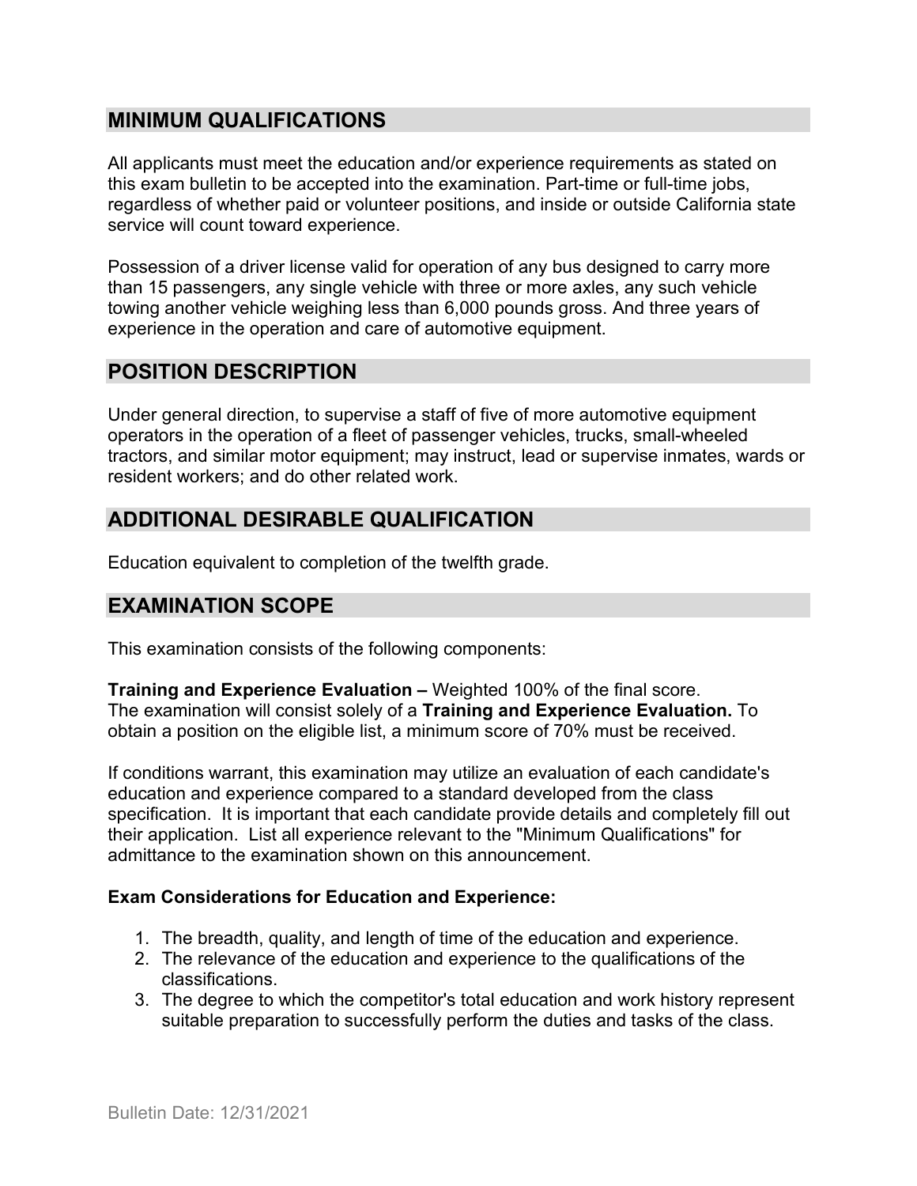## MINIMUM QUALIFICATIONS

All applicants must meet the education and/or experience requirements as stated on this exam bulletin to be accepted into the examination. Part-time or full-time jobs, regardless of whether paid or volunteer positions, and inside or outside California state service will count toward experience.

Possession of a driver license valid for operation of any bus designed to carry more than 15 passengers, any single vehicle with three or more axles, any such vehicle towing another vehicle weighing less than 6,000 pounds gross. And three years of experience in the operation and care of automotive equipment.

## POSITION DESCRIPTION

Under general direction, to supervise a staff of five of more automotive equipment operators in the operation of a fleet of passenger vehicles, trucks, small-wheeled tractors, and similar motor equipment; may instruct, lead or supervise inmates, wards or resident workers; and do other related work.

## ADDITIONAL DESIRABLE QUALIFICATION

Education equivalent to completion of the twelfth grade.

## EXAMINATION SCOPE

This examination consists of the following components:

**Training and Experience Evaluation –** Weighted 100% of the final score.
The examination will consist solely of a **Training and Experience Evaluation.** To obtain a position on the eligible list, a minimum score of 70% must be received.

If conditions warrant, this examination may utilize an evaluation of each candidate's education and experience compared to a standard developed from the class specification. It is important that each candidate provide details and completely fill out their application. List all experience relevant to the "Minimum Qualifications" for admittance to the examination shown on this announcement.

**Exam Considerations for Education and Experience:**

1. The breadth, quality, and length of time of the education and experience.
2. The relevance of the education and experience to the qualifications of the classifications.
3. The degree to which the competitor's total education and work history represent suitable preparation to successfully perform the duties and tasks of the class.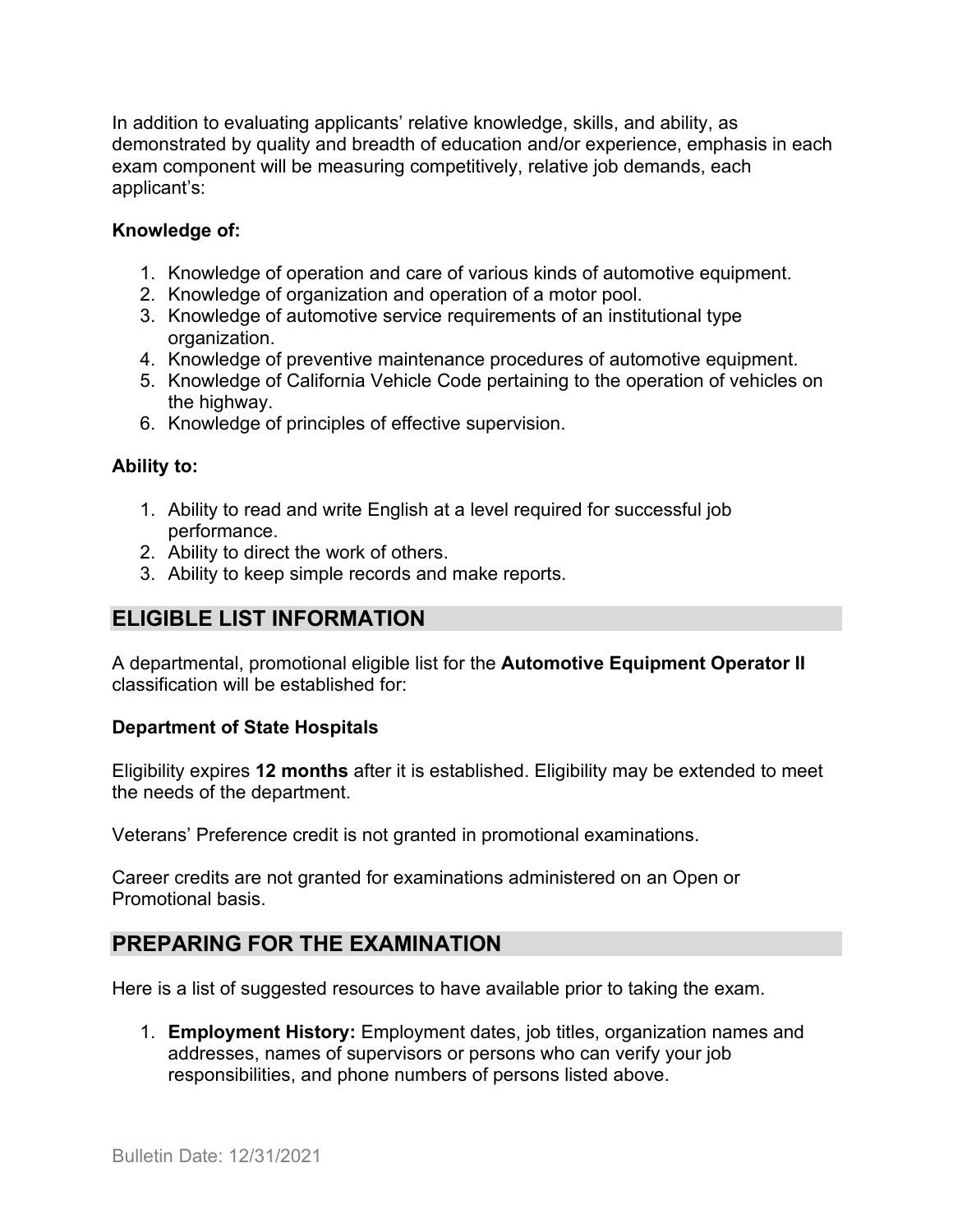In addition to evaluating applicants' relative knowledge, skills, and ability, as demonstrated by quality and breadth of education and/or experience, emphasis in each exam component will be measuring competitively, relative job demands, each applicant's:

**Knowledge of:**

1. Knowledge of operation and care of various kinds of automotive equipment.
2. Knowledge of organization and operation of a motor pool.
3. Knowledge of automotive service requirements of an institutional type organization.
4. Knowledge of preventive maintenance procedures of automotive equipment.
5. Knowledge of California Vehicle Code pertaining to the operation of vehicles on the highway.
6. Knowledge of principles of effective supervision.

**Ability to:**

1. Ability to read and write English at a level required for successful job performance.
2. Ability to direct the work of others.
3. Ability to keep simple records and make reports.

## ELIGIBLE LIST INFORMATION

A departmental, promotional eligible list for the **Automotive Equipment Operator II** classification will be established for:

**Department of State Hospitals**

Eligibility expires **12 months** after it is established. Eligibility may be extended to meet the needs of the department.

Veterans' Preference credit is not granted in promotional examinations.

Career credits are not granted for examinations administered on an Open or Promotional basis.

## PREPARING FOR THE EXAMINATION

Here is a list of suggested resources to have available prior to taking the exam.

1. **Employment History:** Employment dates, job titles, organization names and addresses, names of supervisors or persons who can verify your job responsibilities, and phone numbers of persons listed above.

Bulletin Date: 12/31/2021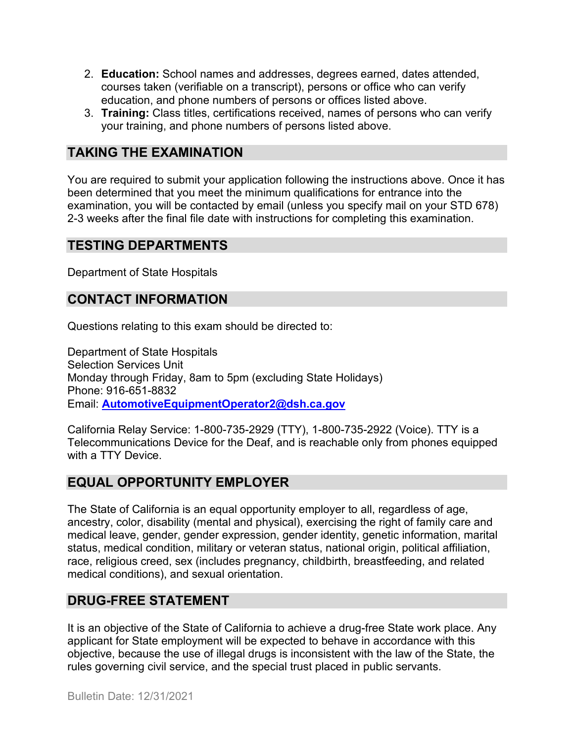2. **Education:** School names and addresses, degrees earned, dates attended, courses taken (verifiable on a transcript), persons or office who can verify education, and phone numbers of persons or offices listed above.
3. **Training:** Class titles, certifications received, names of persons who can verify your training, and phone numbers of persons listed above.

## TAKING THE EXAMINATION

You are required to submit your application following the instructions above. Once it has been determined that you meet the minimum qualifications for entrance into the examination, you will be contacted by email (unless you specify mail on your STD 678) 2-3 weeks after the final file date with instructions for completing this examination.

## TESTING DEPARTMENTS

Department of State Hospitals

## CONTACT INFORMATION

Questions relating to this exam should be directed to:

Department of State Hospitals
Selection Services Unit
Monday through Friday, 8am to 5pm (excluding State Holidays)
Phone: 916-651-8832
Email: **AutomotiveEquipmentOperator2@dsh.ca.gov**

California Relay Service: 1-800-735-2929 (TTY), 1-800-735-2922 (Voice). TTY is a Telecommunications Device for the Deaf, and is reachable only from phones equipped with a TTY Device.

## EQUAL OPPORTUNITY EMPLOYER

The State of California is an equal opportunity employer to all, regardless of age, ancestry, color, disability (mental and physical), exercising the right of family care and medical leave, gender, gender expression, gender identity, genetic information, marital status, medical condition, military or veteran status, national origin, political affiliation, race, religious creed, sex (includes pregnancy, childbirth, breastfeeding, and related medical conditions), and sexual orientation.

## DRUG-FREE STATEMENT

It is an objective of the State of California to achieve a drug-free State work place. Any applicant for State employment will be expected to behave in accordance with this objective, because the use of illegal drugs is inconsistent with the law of the State, the rules governing civil service, and the special trust placed in public servants.

Bulletin Date: 12/31/2021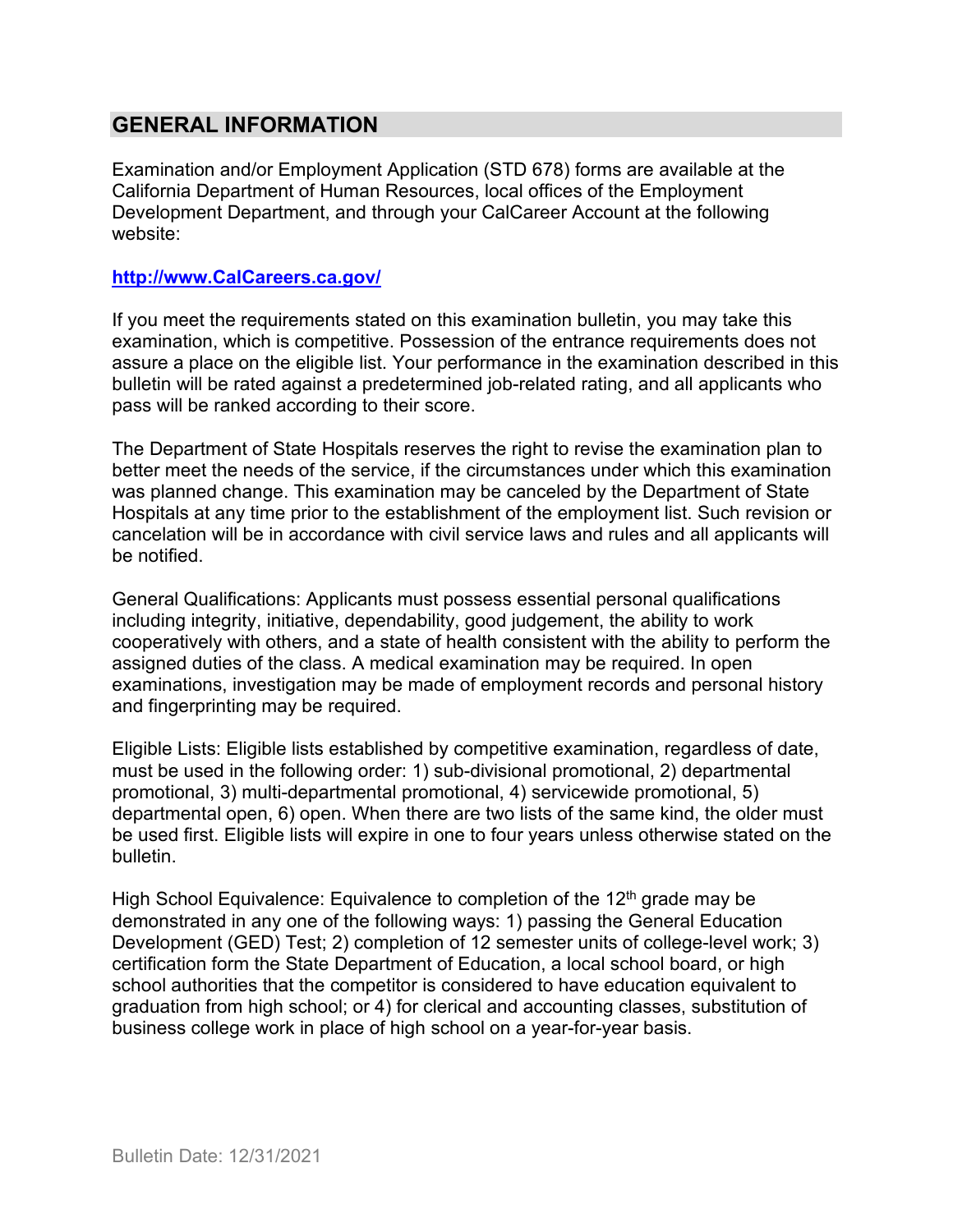## GENERAL INFORMATION

Examination and/or Employment Application (STD 678) forms are available at the California Department of Human Resources, local offices of the Employment Development Department, and through your CalCareer Account at the following website:

**http://www.CalCareers.ca.gov/**

If you meet the requirements stated on this examination bulletin, you may take this examination, which is competitive. Possession of the entrance requirements does not assure a place on the eligible list. Your performance in the examination described in this bulletin will be rated against a predetermined job-related rating, and all applicants who pass will be ranked according to their score.

The Department of State Hospitals reserves the right to revise the examination plan to better meet the needs of the service, if the circumstances under which this examination was planned change. This examination may be canceled by the Department of State Hospitals at any time prior to the establishment of the employment list. Such revision or cancelation will be in accordance with civil service laws and rules and all applicants will be notified.

General Qualifications: Applicants must possess essential personal qualifications including integrity, initiative, dependability, good judgement, the ability to work cooperatively with others, and a state of health consistent with the ability to perform the assigned duties of the class. A medical examination may be required. In open examinations, investigation may be made of employment records and personal history and fingerprinting may be required.

Eligible Lists: Eligible lists established by competitive examination, regardless of date, must be used in the following order: 1) sub-divisional promotional, 2) departmental promotional, 3) multi-departmental promotional, 4) servicewide promotional, 5) departmental open, 6) open. When there are two lists of the same kind, the older must be used first. Eligible lists will expire in one to four years unless otherwise stated on the bulletin.

High School Equivalence: Equivalence to completion of the 12th grade may be demonstrated in any one of the following ways: 1) passing the General Education Development (GED) Test; 2) completion of 12 semester units of college-level work; 3) certification form the State Department of Education, a local school board, or high school authorities that the competitor is considered to have education equivalent to graduation from high school; or 4) for clerical and accounting classes, substitution of business college work in place of high school on a year-for-year basis.

Bulletin Date: 12/31/2021